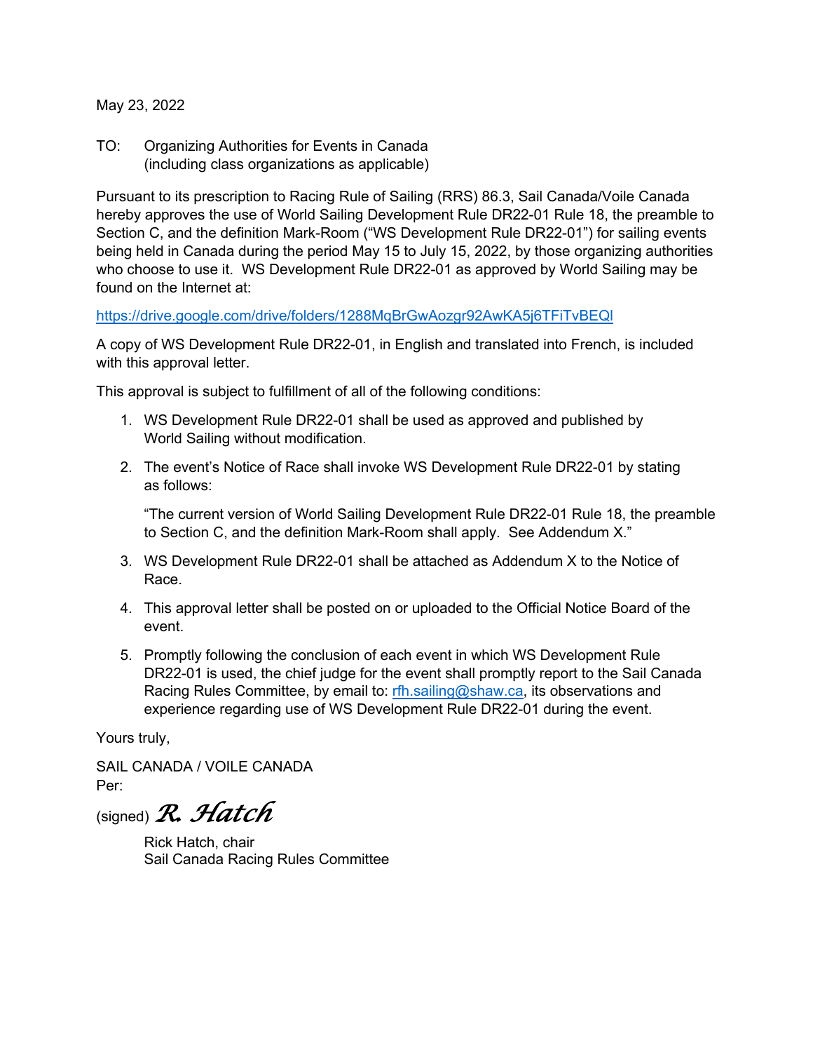May 23, 2022

TO: Organizing Authorities for Events in Canada
(including class organizations as applicable)

Pursuant to its prescription to Racing Rule of Sailing (RRS) 86.3, Sail Canada/Voile Canada hereby approves the use of World Sailing Development Rule DR22-01 Rule 18, the preamble to Section C, and the definition Mark-Room ("WS Development Rule DR22-01") for sailing events being held in Canada during the period May 15 to July 15, 2022, by those organizing authorities who choose to use it. WS Development Rule DR22-01 as approved by World Sailing may be found on the Internet at:

https://drive.google.com/drive/folders/1288MqBrGwAozgr92AwKA5j6TFiTvBEQl

A copy of WS Development Rule DR22-01, in English and translated into French, is included with this approval letter.

This approval is subject to fulfillment of all of the following conditions:

1. WS Development Rule DR22-01 shall be used as approved and published by World Sailing without modification.
2. The event's Notice of Race shall invoke WS Development Rule DR22-01 by stating as follows:

   "The current version of World Sailing Development Rule DR22-01 Rule 18, the preamble to Section C, and the definition Mark-Room shall apply. See Addendum X."

3. WS Development Rule DR22-01 shall be attached as Addendum X to the Notice of Race.
4. This approval letter shall be posted on or uploaded to the Official Notice Board of the event.
5. Promptly following the conclusion of each event in which WS Development Rule DR22-01 is used, the chief judge for the event shall promptly report to the Sail Canada Racing Rules Committee, by email to: rfh.sailing@shaw.ca, its observations and experience regarding use of WS Development Rule DR22-01 during the event.

Yours truly,

SAIL CANADA / VOILE CANADA
Per:

(signed) *R. Hatch*

Rick Hatch, chair
Sail Canada Racing Rules Committee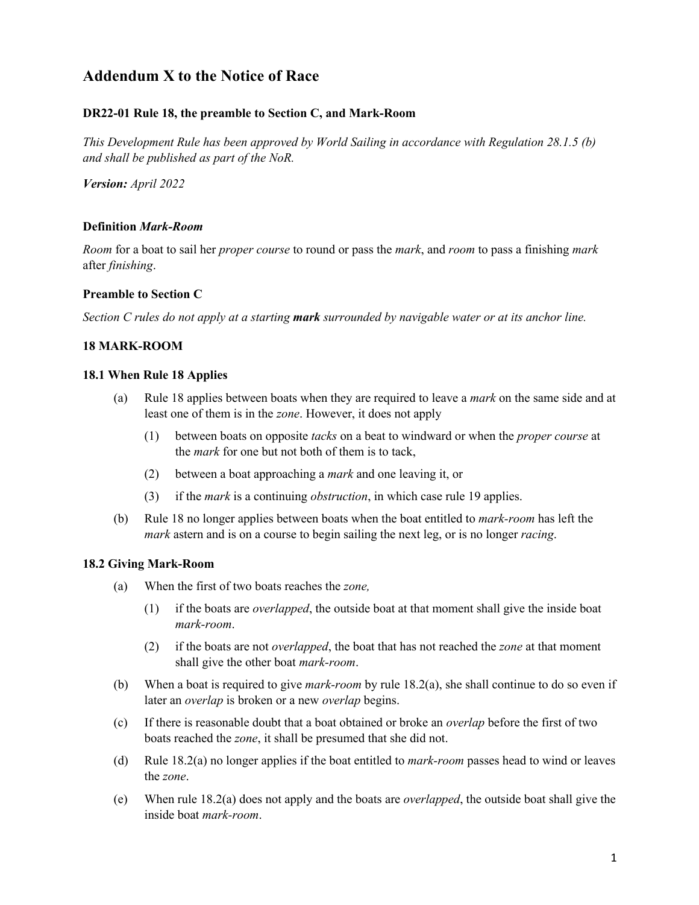# Addendum X to the Notice of Race

### DR22-01 Rule 18, the preamble to Section C, and Mark-Room

*This Development Rule has been approved by World Sailing in accordance with Regulation 28.1.5 (b) and shall be published as part of the NoR.*

***Version:*** *April 2022*

### Definition *Mark-Room*

*Room* for a boat to sail her *proper course* to round or pass the *mark*, and *room* to pass a finishing *mark* after *finishing*.

### Preamble to Section C

*Section C rules do not apply at a starting* ***mark*** *surrounded by navigable water or at its anchor line.*

### 18 MARK-ROOM

#### 18.1 When Rule 18 Applies

(a) Rule 18 applies between boats when they are required to leave a *mark* on the same side and at least one of them is in the *zone*. However, it does not apply

   (1) between boats on opposite *tacks* on a beat to windward or when the *proper course* at the *mark* for one but not both of them is to tack,

   (2) between a boat approaching a *mark* and one leaving it, or

   (3) if the *mark* is a continuing *obstruction*, in which case rule 19 applies.

(b) Rule 18 no longer applies between boats when the boat entitled to *mark-room* has left the *mark* astern and is on a course to begin sailing the next leg, or is no longer *racing*.

#### 18.2 Giving Mark-Room

(a) When the first of two boats reaches the *zone,*

   (1) if the boats are *overlapped*, the outside boat at that moment shall give the inside boat *mark-room*.

   (2) if the boats are not *overlapped*, the boat that has not reached the *zone* at that moment shall give the other boat *mark-room*.

(b) When a boat is required to give *mark-room* by rule 18.2(a), she shall continue to do so even if later an *overlap* is broken or a new *overlap* begins.

(c) If there is reasonable doubt that a boat obtained or broke an *overlap* before the first of two boats reached the *zone*, it shall be presumed that she did not.

(d) Rule 18.2(a) no longer applies if the boat entitled to *mark-room* passes head to wind or leaves the *zone*.

(e) When rule 18.2(a) does not apply and the boats are *overlapped*, the outside boat shall give the inside boat *mark-room*.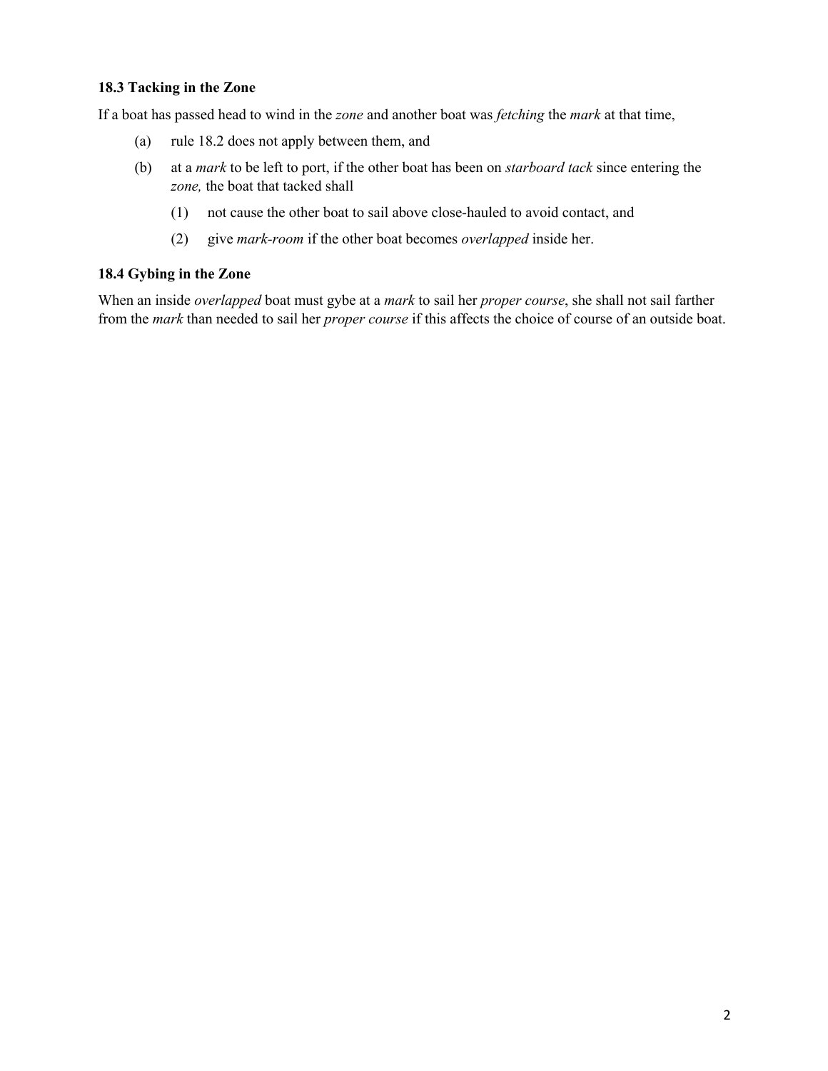### 18.3 Tacking in the Zone

If a boat has passed head to wind in the *zone* and another boat was *fetching* the *mark* at that time,

(a) rule 18.2 does not apply between them, and

(b) at a *mark* to be left to port, if the other boat has been on *starboard tack* since entering the *zone,* the boat that tacked shall

    (1) not cause the other boat to sail above close-hauled to avoid contact, and

    (2) give *mark-room* if the other boat becomes *overlapped* inside her.

### 18.4 Gybing in the Zone

When an inside *overlapped* boat must gybe at a *mark* to sail her *proper course*, she shall not sail farther from the *mark* than needed to sail her *proper course* if this affects the choice of course of an outside boat.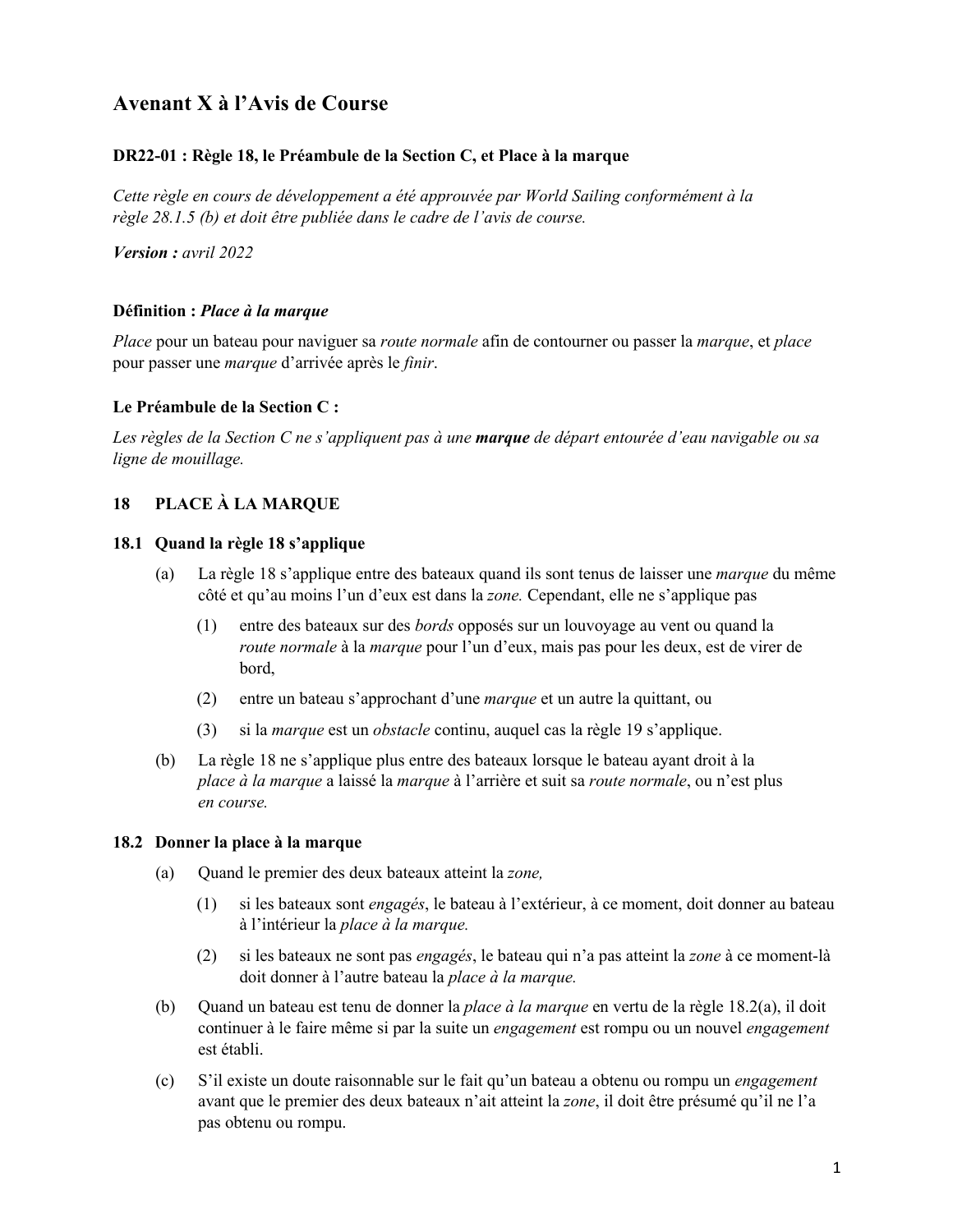# Avenant X à l'Avis de Course

### DR22-01 : Règle 18, le Préambule de la Section C, et Place à la marque

*Cette règle en cours de développement a été approuvée par World Sailing conformément à la règle 28.1.5 (b) et doit être publiée dans le cadre de l'avis de course.*

***Version :** avril 2022*

**Définition : *Place à la marque***

*Place* pour un bateau pour naviguer sa *route normale* afin de contourner ou passer la *marque*, et *place* pour passer une *marque* d'arrivée après le *finir*.

**Le Préambule de la Section C :**

*Les règles de la Section C ne s'appliquent pas à une* ***marque*** *de départ entourée d'eau navigable ou sa ligne de mouillage.*

## 18 PLACE À LA MARQUE

### 18.1 Quand la règle 18 s'applique

(a) La règle 18 s'applique entre des bateaux quand ils sont tenus de laisser une *marque* du même côté et qu'au moins l'un d'eux est dans la *zone.* Cependant, elle ne s'applique pas

  (1) entre des bateaux sur des *bords* opposés sur un louvoyage au vent ou quand la *route normale* à la *marque* pour l'un d'eux, mais pas pour les deux, est de virer de bord,

  (2) entre un bateau s'approchant d'une *marque* et un autre la quittant, ou

  (3) si la *marque* est un *obstacle* continu, auquel cas la règle 19 s'applique.

(b) La règle 18 ne s'applique plus entre des bateaux lorsque le bateau ayant droit à la *place à la marque* a laissé la *marque* à l'arrière et suit sa *route normale*, ou n'est plus *en course.*

### 18.2 Donner la place à la marque

(a) Quand le premier des deux bateaux atteint la *zone,*

  (1) si les bateaux sont *engagés*, le bateau à l'extérieur, à ce moment, doit donner au bateau à l'intérieur la *place à la marque.*

  (2) si les bateaux ne sont pas *engagés*, le bateau qui n'a pas atteint la *zone* à ce moment-là doit donner à l'autre bateau la *place à la marque.*

(b) Quand un bateau est tenu de donner la *place à la marque* en vertu de la règle 18.2(a), il doit continuer à le faire même si par la suite un *engagement* est rompu ou un nouvel *engagement* est établi.

(c) S'il existe un doute raisonnable sur le fait qu'un bateau a obtenu ou rompu un *engagement* avant que le premier des deux bateaux n'ait atteint la *zone*, il doit être présumé qu'il ne l'a pas obtenu ou rompu.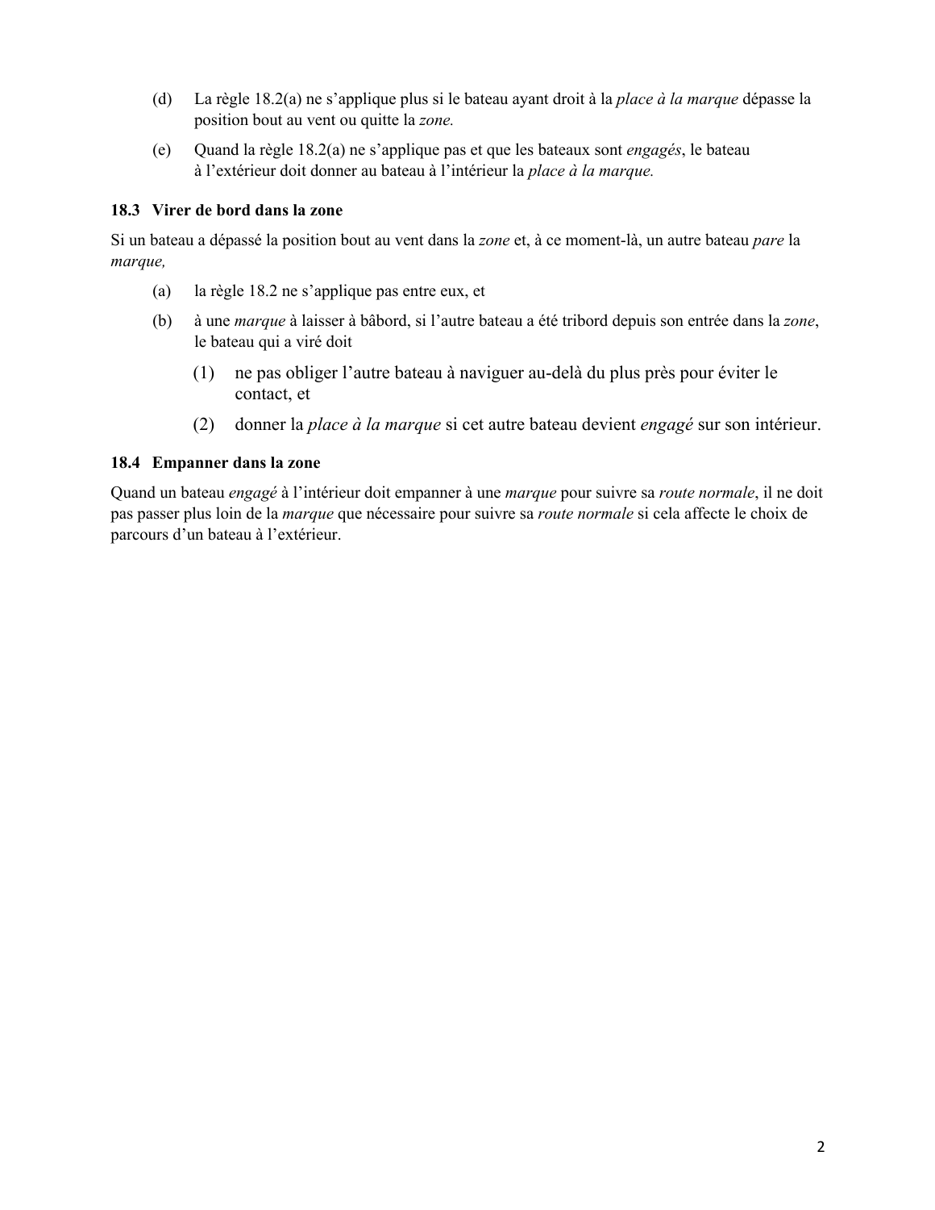(d) La règle 18.2(a) ne s'applique plus si le bateau ayant droit à la *place à la marque* dépasse la position bout au vent ou quitte la *zone.*

(e) Quand la règle 18.2(a) ne s'applique pas et que les bateaux sont *engagés*, le bateau à l'extérieur doit donner au bateau à l'intérieur la *place à la marque.*

### 18.3 Virer de bord dans la zone

Si un bateau a dépassé la position bout au vent dans la *zone* et, à ce moment-là, un autre bateau *pare* la *marque,*

(a) la règle 18.2 ne s'applique pas entre eux, et

(b) à une *marque* à laisser à bâbord, si l'autre bateau a été tribord depuis son entrée dans la *zone*, le bateau qui a viré doit

(1) ne pas obliger l'autre bateau à naviguer au-delà du plus près pour éviter le contact, et

(2) donner la *place à la marque* si cet autre bateau devient *engagé* sur son intérieur.

### 18.4 Empanner dans la zone

Quand un bateau *engagé* à l'intérieur doit empanner à une *marque* pour suivre sa *route normale*, il ne doit pas passer plus loin de la *marque* que nécessaire pour suivre sa *route normale* si cela affecte le choix de parcours d'un bateau à l'extérieur.